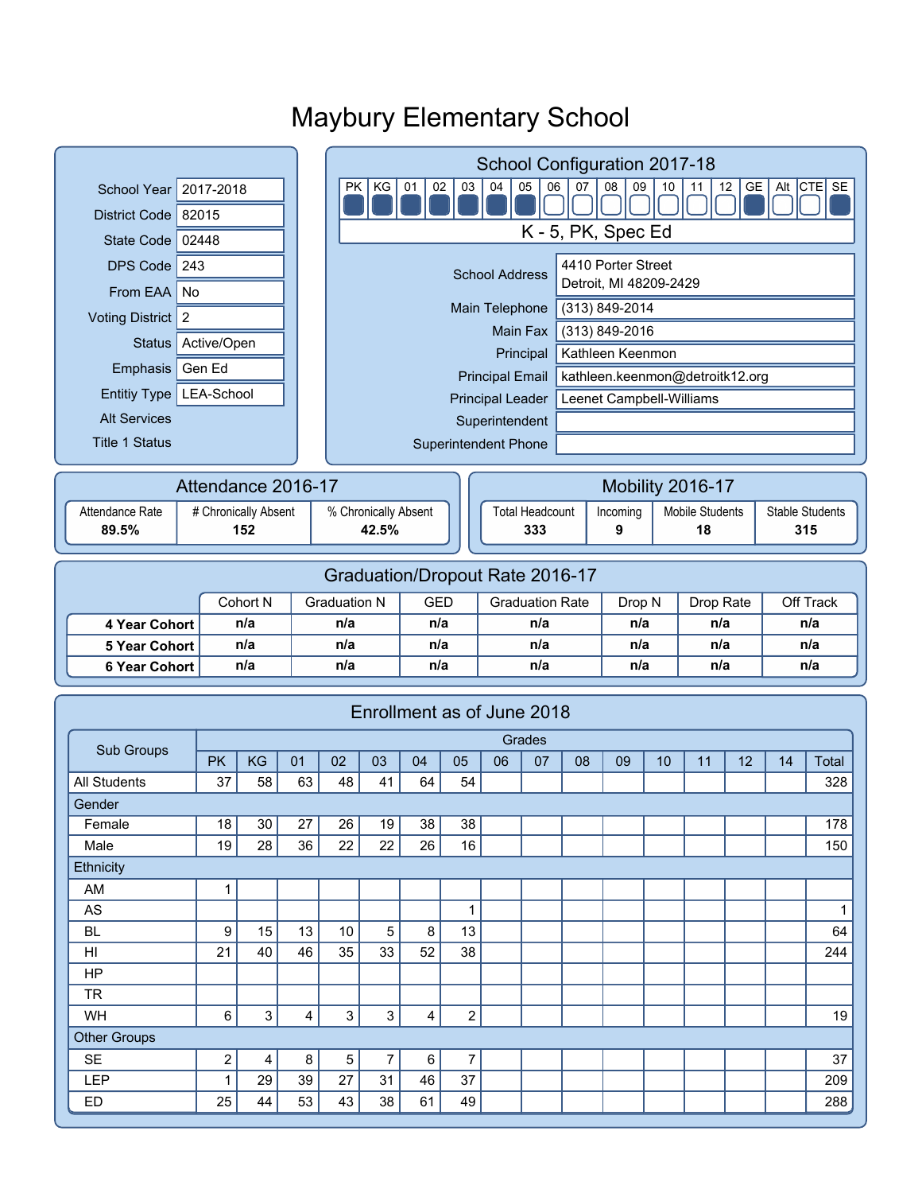# Maybury Elementary School

| | |
|---|---|
| School Year | 2017-2018 |
| District Code | 82015 |
| State Code | 02448 |
| DPS Code | 243 |
| From EAA | No |
| Voting District | 2 |
| Status | Active/Open |
| Emphasis | Gen Ed |
| Entitiy Type | LEA-School |
| Alt Services | |
| Title 1 Status | |

## School Configuration 2017-18

| PK | KG | 01 | 02 | 03 | 04 | 05 | 06 | 07 | 08 | 09 | 10 | 11 | 12 | GE | Alt | CTE | SE |
|---|---|---|---|---|---|---|---|---|---|---|---|---|---|---|---|---|---|
| ■ | ■ | ■ | ■ | ■ | ■ | ■ | □ | □ | □ | □ | □ | □ | □ | ■ | □ | □ | ■ |

K - 5, PK, Spec Ed

| | |
|---|---|
| School Address | 4410 Porter Street<br>Detroit, MI 48209-2429 |
| Main Telephone | (313) 849-2014 |
| Main Fax | (313) 849-2016 |
| Principal | Kathleen Keenmon |
| Principal Email | kathleen.keenmon@detroitk12.org |
| Principal Leader | Leenet Campbell-Williams |
| Superintendent | |
| Superintendent Phone | |

## Attendance 2016-17

| Attendance Rate | # Chronically Absent | % Chronically Absent |
|---|---|---|
| **89.5%** | **152** | **42.5%** |

## Mobility 2016-17

| Total Headcount | Incoming | Mobile Students | Stable Students |
|---|---|---|---|
| **333** | **9** | **18** | **315** |

## Graduation/Dropout Rate 2016-17

| | Cohort N | Graduation N | GED | Graduation Rate | Drop N | Drop Rate | Off Track |
|---|---|---|---|---|---|---|---|
| **4 Year Cohort** | n/a | n/a | n/a | n/a | n/a | n/a | n/a |
| **5 Year Cohort** | n/a | n/a | n/a | n/a | n/a | n/a | n/a |
| **6 Year Cohort** | n/a | n/a | n/a | n/a | n/a | n/a | n/a |

## Enrollment as of June 2018

| Sub Groups | Grades | | | | | | | | | | | | | | |
|---|---|---|---|---|---|---|---|---|---|---|---|---|---|---|---|
| | PK | KG | 01 | 02 | 03 | 04 | 05 | 06 | 07 | 08 | 09 | 10 | 11 | 12 | 14 | Total |
| All Students | 37 | 58 | 63 | 48 | 41 | 64 | 54 | | | | | | | | | 328 |
| Gender | | | | | | | | | | | | | | | | |
| Female | 18 | 30 | 27 | 26 | 19 | 38 | 38 | | | | | | | | | 178 |
| Male | 19 | 28 | 36 | 22 | 22 | 26 | 16 | | | | | | | | | 150 |
| Ethnicity | | | | | | | | | | | | | | | | |
| AM | 1 | | | | | | | | | | | | | | | |
| AS | | | | | | | 1 | | | | | | | | | 1 |
| BL | 9 | 15 | 13 | 10 | 5 | 8 | 13 | | | | | | | | | 64 |
| HI | 21 | 40 | 46 | 35 | 33 | 52 | 38 | | | | | | | | | 244 |
| HP | | | | | | | | | | | | | | | | |
| TR | | | | | | | | | | | | | | | | |
| WH | 6 | 3 | 4 | 3 | 3 | 4 | 2 | | | | | | | | | 19 |
| Other Groups | | | | | | | | | | | | | | | | |
| SE | 2 | 4 | 8 | 5 | 7 | 6 | 7 | | | | | | | | | 37 |
| LEP | 1 | 29 | 39 | 27 | 31 | 46 | 37 | | | | | | | | | 209 |
| ED | 25 | 44 | 53 | 43 | 38 | 61 | 49 | | | | | | | | | 288 |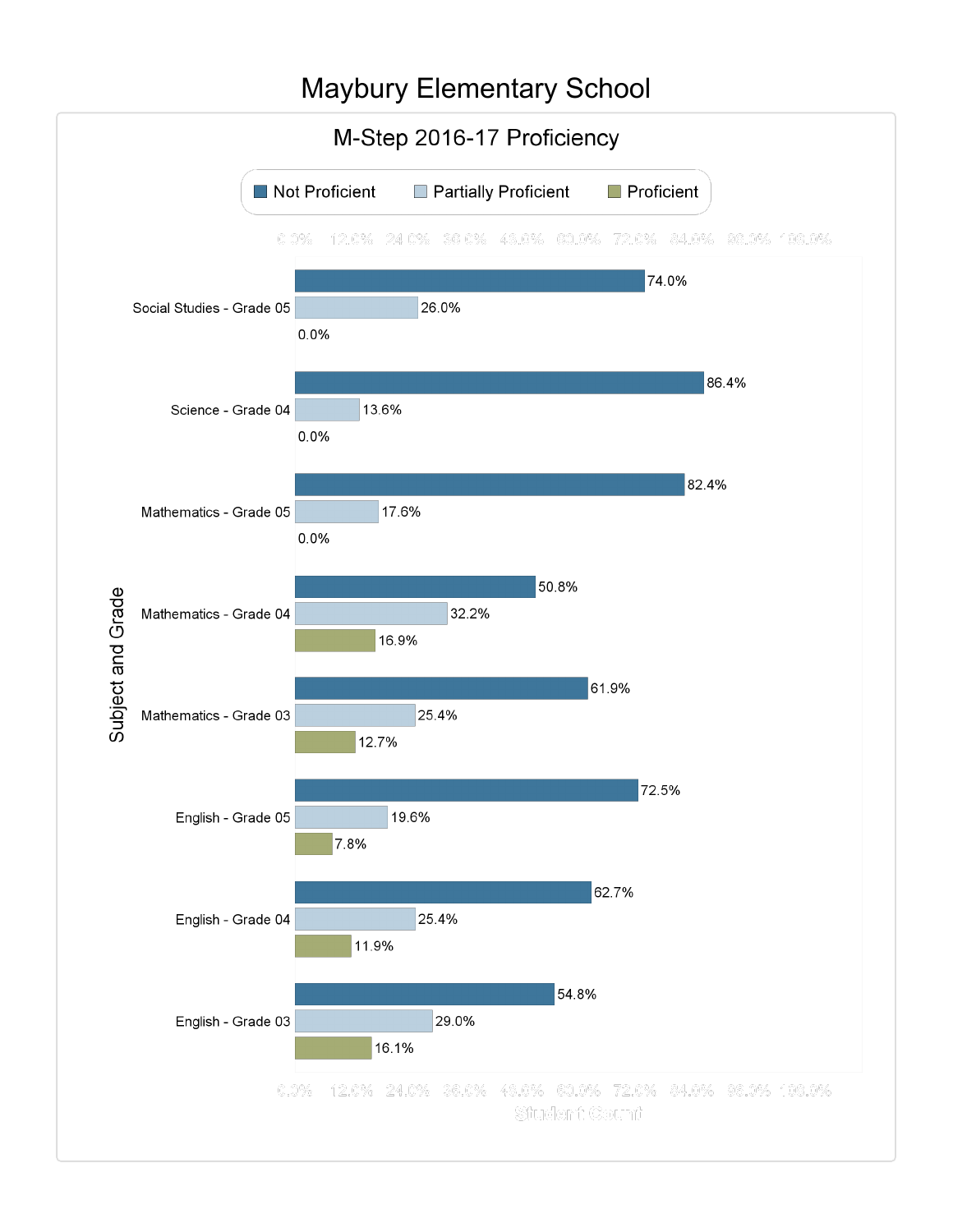# Maybury Elementary School

## M-Step 2016-17 Proficiency

| Subject and Grade | Not Proficient | Partially Proficient | Proficient |
|---|---|---|---|
| Social Studies - Grade 05 | 74.0% | 26.0% | 0.0% |
| Science - Grade 04 | 86.4% | 13.6% | 0.0% |
| Mathematics - Grade 05 | 82.4% | 17.6% | 0.0% |
| Mathematics - Grade 04 | 50.8% | 32.2% | 16.9% |
| Mathematics - Grade 03 | 61.9% | 25.4% | 12.7% |
| English - Grade 05 | 72.5% | 19.6% | 7.8% |
| English - Grade 04 | 62.7% | 25.4% | 11.9% |
| English - Grade 03 | 54.8% | 29.0% | 16.1% |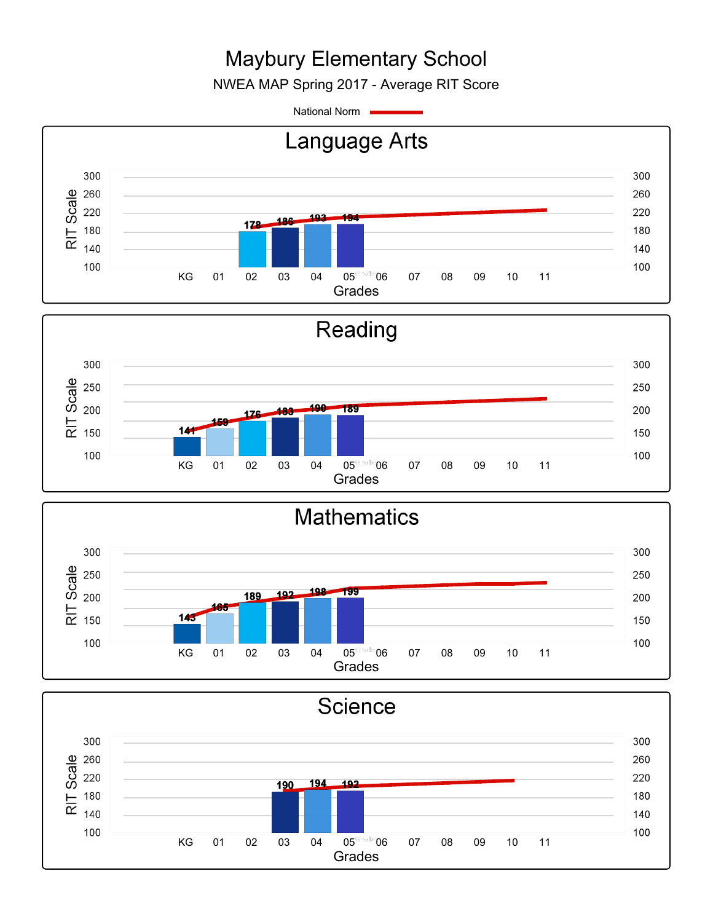# Maybury Elementary School

NWEA MAP Spring 2017 - Average RIT Score

National Norm

## Language Arts

| Grades | KG | 01 | 02 | 03 | 04 | 05 | 06 | 07 | 08 | 09 | 10 | 11 |
|---|---|---|---|---|---|---|---|---|---|---|---|---|
| RIT Scale | | | 178 | 186 | 193 | 194 | | | | | | |

## Reading

| Grades | KG | 01 | 02 | 03 | 04 | 05 | 06 | 07 | 08 | 09 | 10 | 11 |
|---|---|---|---|---|---|---|---|---|---|---|---|---|
| RIT Scale | 141 | 159 | 176 | 183 | 190 | 189 | | | | | | |

## Mathematics

| Grades | KG | 01 | 02 | 03 | 04 | 05 | 06 | 07 | 08 | 09 | 10 | 11 |
|---|---|---|---|---|---|---|---|---|---|---|---|---|
| RIT Scale | 143 | 165 | 189 | 192 | 198 | 199 | | | | | | |

## Science

| Grades | KG | 01 | 02 | 03 | 04 | 05 | 06 | 07 | 08 | 09 | 10 | 11 |
|---|---|---|---|---|---|---|---|---|---|---|---|---|
| RIT Scale | | | | 190 | 194 | 192 | | | | | | |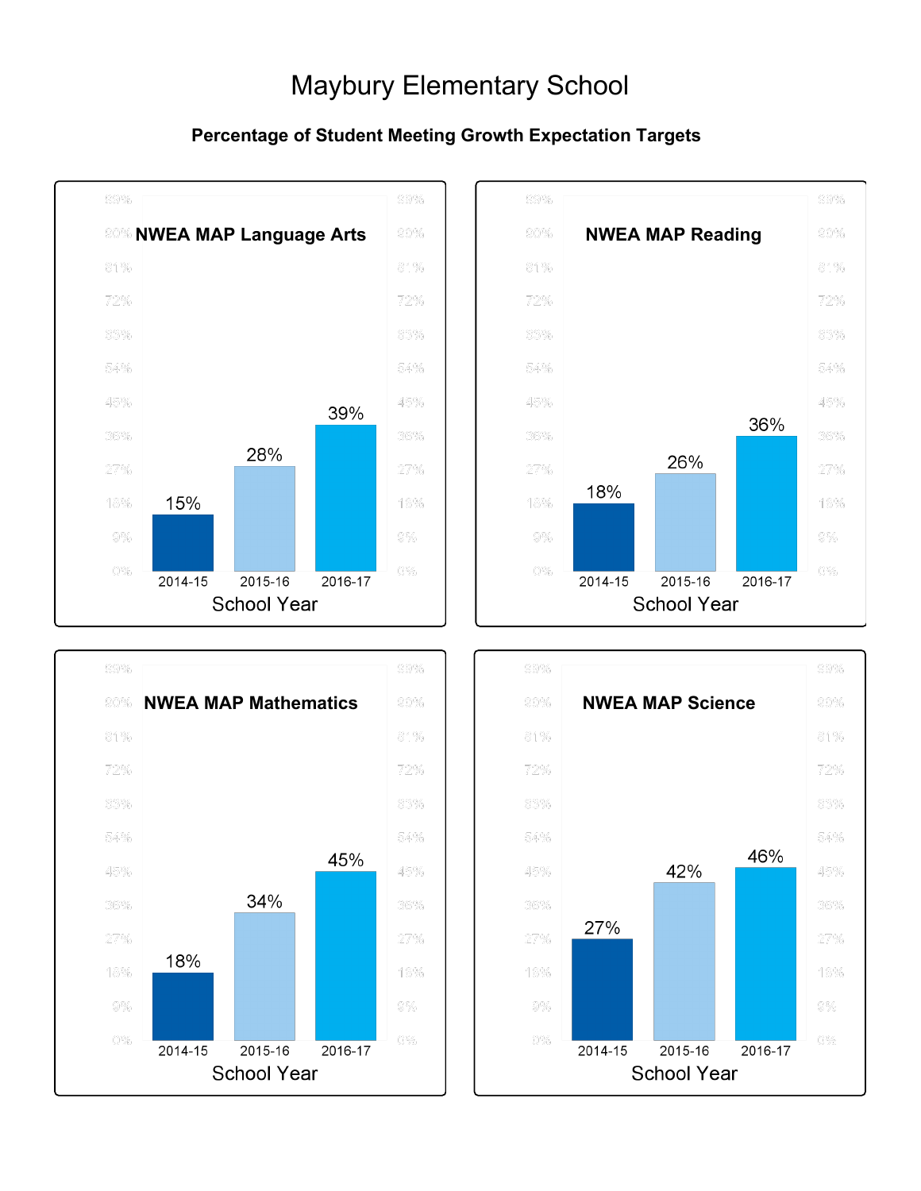# Maybury Elementary School

**Percentage of Student Meeting Growth Expectation Targets**

**NWEA MAP Language Arts**

15%
28%
39%

2014-15
2015-16
2016-17

School Year

**NWEA MAP Reading**

18%
26%
36%

2014-15
2015-16
2016-17

School Year

**NWEA MAP Mathematics**

18%
34%
45%

2014-15
2015-16
2016-17

School Year

**NWEA MAP Science**

27%
42%
46%

2014-15
2015-16
2016-17

School Year